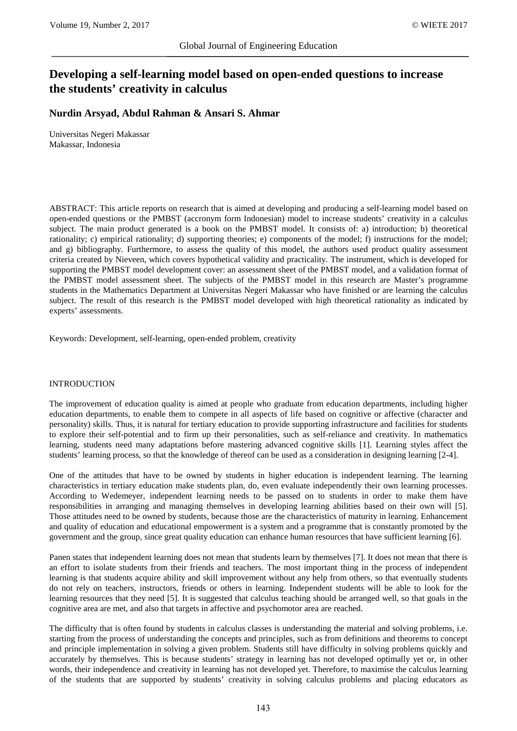# Developing a self-learning model based on open-ended questions to increase the students' creativity in calculus

**Nurdin Arsyad, Abdul Rahman & Ansari S. Ahmar**

Universitas Negeri Makassar
Makassar, Indonesia

ABSTRACT: This article reports on research that is aimed at developing and producing a self-learning model based on open-ended questions or the PMBST (accronym form Indonesian) model to increase students' creativity in a calculus subject. The main product generated is a book on the PMBST model. It consists of: a) introduction; b) theoretical rationality; c) empirical rationality; d) supporting theories; e) components of the model; f) instructions for the model; and g) bibliography. Furthermore, to assess the quality of this model, the authors used product quality assessment criteria created by Nieveen, which covers hypothetical validity and practicality. The instrument, which is developed for supporting the PMBST model development cover: an assessment sheet of the PMBST model, and a validation format of the PMBST model assessment sheet. The subjects of the PMBST model in this research are Master's programme students in the Mathematics Department at Universitas Negeri Makassar who have finished or are learning the calculus subject. The result of this research is the PMBST model developed with high theoretical rationality as indicated by experts' assessments.

Keywords: Development, self-learning, open-ended problem, creativity

## INTRODUCTION

The improvement of education quality is aimed at people who graduate from education departments, including higher education departments, to enable them to compete in all aspects of life based on cognitive or affective (character and personality) skills. Thus, it is natural for tertiary education to provide supporting infrastructure and facilities for students to explore their self-potential and to firm up their personalities, such as self-reliance and creativity. In mathematics learning, students need many adaptations before mastering advanced cognitive skills [1]. Learning styles affect the students' learning process, so that the knowledge of thereof can be used as a consideration in designing learning [2-4].

One of the attitudes that have to be owned by students in higher education is independent learning. The learning characteristics in tertiary education make students plan, do, even evaluate independently their own learning processes. According to Wedemeyer, independent learning needs to be passed on to students in order to make them have responsibilities in arranging and managing themselves in developing learning abilities based on their own will [5]. Those attitudes need to be owned by students, because those are the characteristics of maturity in learning. Enhancement and quality of education and educational empowerment is a system and a programme that is constantly promoted by the government and the group, since great quality education can enhance human resources that have sufficient learning [6].

Panen states that independent learning does not mean that students learn by themselves [7]. It does not mean that there is an effort to isolate students from their friends and teachers. The most important thing in the process of independent learning is that students acquire ability and skill improvement without any help from others, so that eventually students do not rely on teachers, instructors, friends or others in learning. Independent students will be able to look for the learning resources that they need [5]. It is suggested that calculus teaching should be arranged well, so that goals in the cognitive area are met, and also that targets in affective and psychomotor area are reached.

The difficulty that is often found by students in calculus classes is understanding the material and solving problems, i.e. starting from the process of understanding the concepts and principles, such as from definitions and theorems to concept and principle implementation in solving a given problem. Students still have difficulty in solving problems quickly and accurately by themselves. This is because students' strategy in learning has not developed optimally yet or, in other words, their independence and creativity in learning has not developed yet. Therefore, to maximise the calculus learning of the students that are supported by students' creativity in solving calculus problems and placing educators as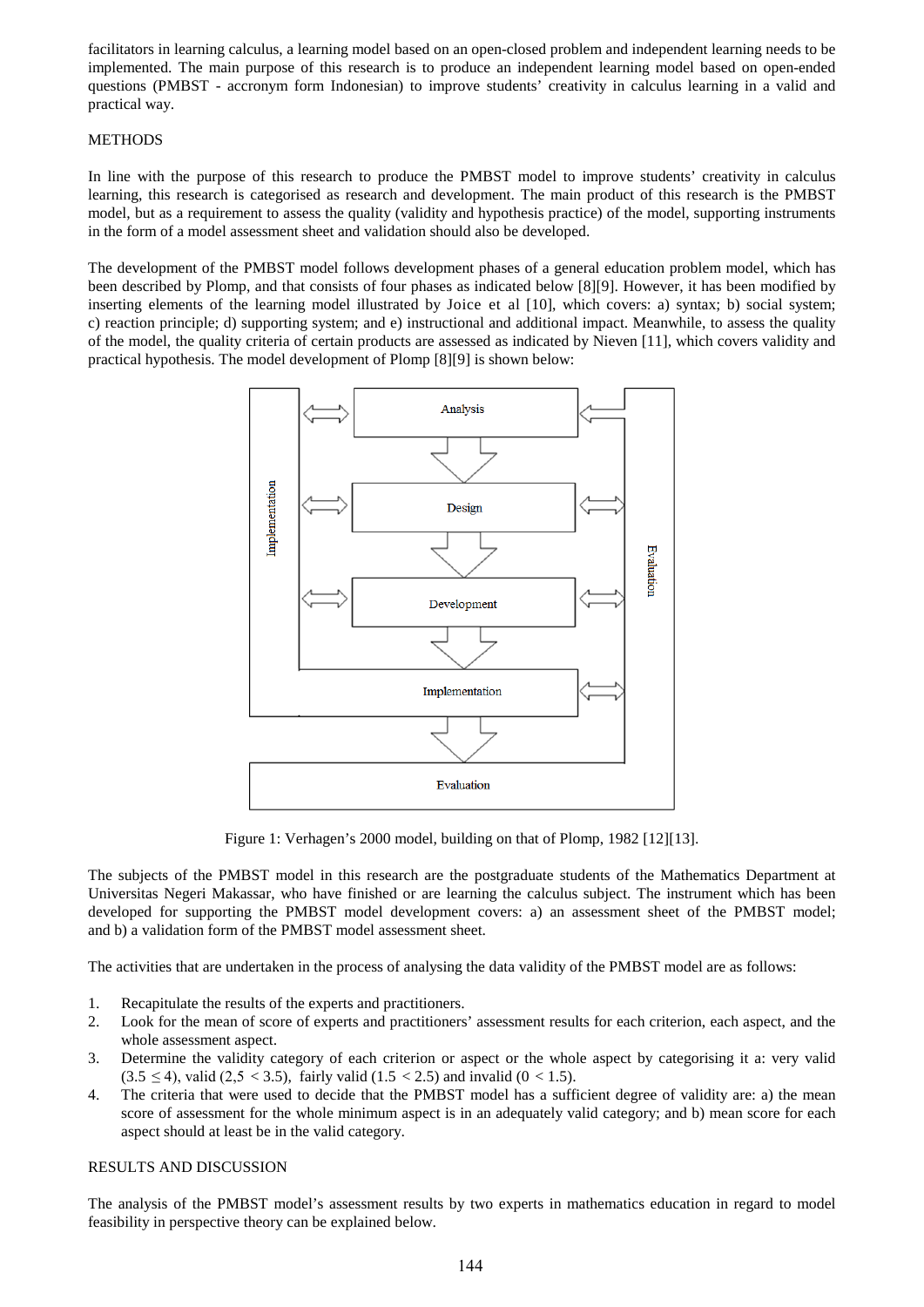facilitators in learning calculus, a learning model based on an open-closed problem and independent learning needs to be implemented. The main purpose of this research is to produce an independent learning model based on open-ended questions (PMBST - accronym form Indonesian) to improve students' creativity in calculus learning in a valid and practical way.

## METHODS

In line with the purpose of this research to produce the PMBST model to improve students' creativity in calculus learning, this research is categorised as research and development. The main product of this research is the PMBST model, but as a requirement to assess the quality (validity and hypothesis practice) of the model, supporting instruments in the form of a model assessment sheet and validation should also be developed.

The development of the PMBST model follows development phases of a general education problem model, which has been described by Plomp, and that consists of four phases as indicated below [8][9]. However, it has been modified by inserting elements of the learning model illustrated by Joice et al [10], which covers: a) syntax; b) social system; c) reaction principle; d) supporting system; and e) instructional and additional impact. Meanwhile, to assess the quality of the model, the quality criteria of certain products are assessed as indicated by Nieven [11], which covers validity and practical hypothesis. The model development of Plomp [8][9] is shown below:

Implementation | Analysis | Design | Development | Implementation | Evaluation | Evaluation

Figure 1: Verhagen's 2000 model, building on that of Plomp, 1982 [12][13].

The subjects of the PMBST model in this research are the postgraduate students of the Mathematics Department at Universitas Negeri Makassar, who have finished or are learning the calculus subject. The instrument which has been developed for supporting the PMBST model development covers: a) an assessment sheet of the PMBST model; and b) a validation form of the PMBST model assessment sheet.

The activities that are undertaken in the process of analysing the data validity of the PMBST model are as follows:

1. Recapitulate the results of the experts and practitioners.
2. Look for the mean of score of experts and practitioners' assessment results for each criterion, each aspect, and the whole assessment aspect.
3. Determine the validity category of each criterion or aspect or the whole aspect by categorising it a: very valid ($3.5 \leq 4$), valid ($2{,}5 < 3.5$), fairly valid ($1.5 < 2.5$) and invalid ($0 < 1.5$).
4. The criteria that were used to decide that the PMBST model has a sufficient degree of validity are: a) the mean score of assessment for the whole minimum aspect is in an adequately valid category; and b) mean score for each aspect should at least be in the valid category.

## RESULTS AND DISCUSSION

The analysis of the PMBST model's assessment results by two experts in mathematics education in regard to model feasibility in perspective theory can be explained below.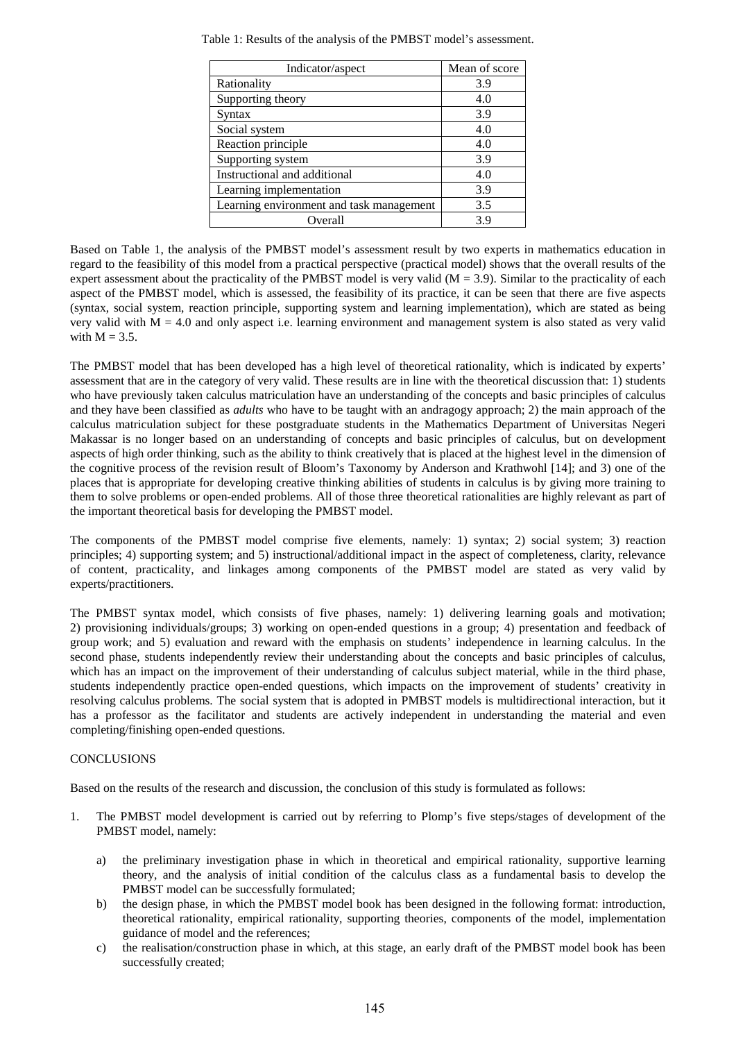Table 1: Results of the analysis of the PMBST model's assessment.

| Indicator/aspect | Mean of score |
|---|---|
| Rationality | 3.9 |
| Supporting theory | 4.0 |
| Syntax | 3.9 |
| Social system | 4.0 |
| Reaction principle | 4.0 |
| Supporting system | 3.9 |
| Instructional and additional | 4.0 |
| Learning implementation | 3.9 |
| Learning environment and task management | 3.5 |
| Overall | 3.9 |

Based on Table 1, the analysis of the PMBST model's assessment result by two experts in mathematics education in regard to the feasibility of this model from a practical perspective (practical model) shows that the overall results of the expert assessment about the practicality of the PMBST model is very valid (M = 3.9). Similar to the practicality of each aspect of the PMBST model, which is assessed, the feasibility of its practice, it can be seen that there are five aspects (syntax, social system, reaction principle, supporting system and learning implementation), which are stated as being very valid with M = 4.0 and only aspect i.e. learning environment and management system is also stated as very valid with M = 3.5.

The PMBST model that has been developed has a high level of theoretical rationality, which is indicated by experts' assessment that are in the category of very valid. These results are in line with the theoretical discussion that: 1) students who have previously taken calculus matriculation have an understanding of the concepts and basic principles of calculus and they have been classified as *adults* who have to be taught with an andragogy approach; 2) the main approach of the calculus matriculation subject for these postgraduate students in the Mathematics Department of Universitas Negeri Makassar is no longer based on an understanding of concepts and basic principles of calculus, but on development aspects of high order thinking, such as the ability to think creatively that is placed at the highest level in the dimension of the cognitive process of the revision result of Bloom's Taxonomy by Anderson and Krathwohl [14]; and 3) one of the places that is appropriate for developing creative thinking abilities of students in calculus is by giving more training to them to solve problems or open-ended problems. All of those three theoretical rationalities are highly relevant as part of the important theoretical basis for developing the PMBST model.

The components of the PMBST model comprise five elements, namely: 1) syntax; 2) social system; 3) reaction principles; 4) supporting system; and 5) instructional/additional impact in the aspect of completeness, clarity, relevance of content, practicality, and linkages among components of the PMBST model are stated as very valid by experts/practitioners.

The PMBST syntax model, which consists of five phases, namely: 1) delivering learning goals and motivation; 2) provisioning individuals/groups; 3) working on open-ended questions in a group; 4) presentation and feedback of group work; and 5) evaluation and reward with the emphasis on students' independence in learning calculus. In the second phase, students independently review their understanding about the concepts and basic principles of calculus, which has an impact on the improvement of their understanding of calculus subject material, while in the third phase, students independently practice open-ended questions, which impacts on the improvement of students' creativity in resolving calculus problems. The social system that is adopted in PMBST models is multidirectional interaction, but it has a professor as the facilitator and students are actively independent in understanding the material and even completing/finishing open-ended questions.

## CONCLUSIONS

Based on the results of the research and discussion, the conclusion of this study is formulated as follows:

1. The PMBST model development is carried out by referring to Plomp's five steps/stages of development of the PMBST model, namely:

   a) the preliminary investigation phase in which in theoretical and empirical rationality, supportive learning theory, and the analysis of initial condition of the calculus class as a fundamental basis to develop the PMBST model can be successfully formulated;
   b) the design phase, in which the PMBST model book has been designed in the following format: introduction, theoretical rationality, empirical rationality, supporting theories, components of the model, implementation guidance of model and the references;
   c) the realisation/construction phase in which, at this stage, an early draft of the PMBST model book has been successfully created;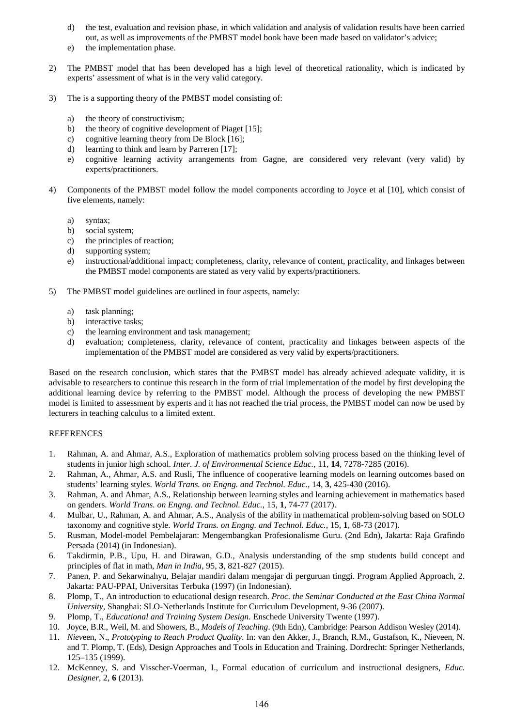d) the test, evaluation and revision phase, in which validation and analysis of validation results have been carried out, as well as improvements of the PMBST model book have been made based on validator's advice;
   e) the implementation phase.

2) The PMBST model that has been developed has a high level of theoretical rationality, which is indicated by experts' assessment of what is in the very valid category.

3) The is a supporting theory of the PMBST model consisting of:

   a) the theory of constructivism;
   b) the theory of cognitive development of Piaget [15];
   c) cognitive learning theory from De Block [16];
   d) learning to think and learn by Parreren [17];
   e) cognitive learning activity arrangements from Gagne, are considered very relevant (very valid) by experts/practitioners.

4) Components of the PMBST model follow the model components according to Joyce et al [10], which consist of five elements, namely:

   a) syntax;
   b) social system;
   c) the principles of reaction;
   d) supporting system;
   e) instructional/additional impact; completeness, clarity, relevance of content, practicality, and linkages between the PMBST model components are stated as very valid by experts/practitioners.

5) The PMBST model guidelines are outlined in four aspects, namely:

   a) task planning;
   b) interactive tasks;
   c) the learning environment and task management;
   d) evaluation; completeness, clarity, relevance of content, practicality and linkages between aspects of the implementation of the PMBST model are considered as very valid by experts/practitioners.

Based on the research conclusion, which states that the PMBST model has already achieved adequate validity, it is advisable to researchers to continue this research in the form of trial implementation of the model by first developing the additional learning device by referring to the PMBST model. Although the process of developing the new PMBST model is limited to assessment by experts and it has not reached the trial process, the PMBST model can now be used by lecturers in teaching calculus to a limited extent.

## REFERENCES

1. Rahman, A. and Ahmar, A.S., Exploration of mathematics problem solving process based on the thinking level of students in junior high school. *Inter. J. of Environmental Science Educ.*, 11, **14**, 7278-7285 (2016).
2. Rahman, A., Ahmar, A.S. and Rusli, The influence of cooperative learning models on learning outcomes based on students' learning styles. *World Trans. on Engng. and Technol. Educ.*, 14, **3**, 425-430 (2016).
3. Rahman, A. and Ahmar, A.S., Relationship between learning styles and learning achievement in mathematics based on genders. *World Trans. on Engng. and Technol. Educ.*, 15, **1**, 74-77 (2017).
4. Mulbar, U., Rahman, A. and Ahmar, A.S., Analysis of the ability in mathematical problem-solving based on SOLO taxonomy and cognitive style. *World Trans. on Engng. and Technol. Educ.*, 15, **1**, 68-73 (2017).
5. Rusman, Model-model Pembelajaran: Mengembangkan Profesionalisme Guru. (2nd Edn), Jakarta: Raja Grafindo Persada (2014) (in Indonesian).
6. Takdirmin, P.B., Upu, H. and Dirawan, G.D., Analysis understanding of the smp students build concept and principles of flat in math, *Man in India*, 95, **3**, 821-827 (2015).
7. Panen, P. and Sekarwinahyu, Belajar mandiri dalam mengajar di perguruan tinggi. Program Applied Approach, 2. Jakarta: PAU-PPAI, Universitas Terbuka (1997) (in Indonesian).
8. Plomp, T., An introduction to educational design research. *Proc. the Seminar Conducted at the East China Normal University*, Shanghai: SLO-Netherlands Institute for Curriculum Development, 9-36 (2007).
9. Plomp, T., *Educational and Training System Design*. Enschede University Twente (1997).
10. Joyce, B.R., Weil, M. and Showers, B., *Models of Teaching*. (9th Edn), Cambridge: Pearson Addison Wesley (2014).
11. *Niev*een, N., *Prototyping to Reach Product Quality*. In: van den Akker, J., Branch, R.M., Gustafson, K., Nieveen, N. and T. Plomp, T. (Eds), Design Approaches and Tools in Education and Training. Dordrecht: Springer Netherlands, 125–135 (1999).
12. McKenney, S. and Visscher-Voerman, I., Formal education of curriculum and instructional designers, *Educ. Designer*, 2, **6** (2013).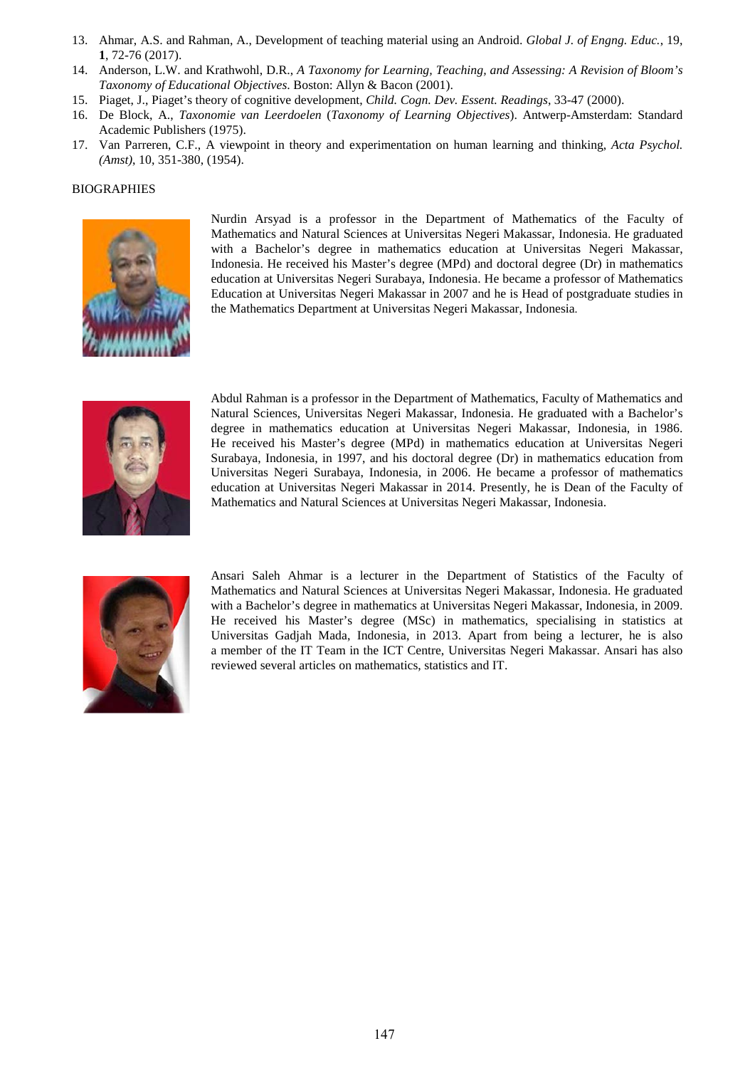13. Ahmar, A.S. and Rahman, A., Development of teaching material using an Android. *Global J. of Engng. Educ.*, 19, **1**, 72-76 (2017).
14. Anderson, L.W. and Krathwohl, D.R., *A Taxonomy for Learning, Teaching, and Assessing: A Revision of Bloom's Taxonomy of Educational Objectives.* Boston: Allyn & Bacon (2001).
15. Piaget, J., Piaget's theory of cognitive development, *Child. Cogn. Dev. Essent. Readings*, 33-47 (2000).
16. De Block, A., *Taxonomie van Leerdoelen* (*Taxonomy of Learning Objectives*). Antwerp-Amsterdam: Standard Academic Publishers (1975).
17. Van Parreren, C.F., A viewpoint in theory and experimentation on human learning and thinking, *Acta Psychol. (Amst)*, 10, 351-380, (1954).

BIOGRAPHIES

Nurdin Arsyad is a professor in the Department of Mathematics of the Faculty of Mathematics and Natural Sciences at Universitas Negeri Makassar, Indonesia. He graduated with a Bachelor's degree in mathematics education at Universitas Negeri Makassar, Indonesia. He received his Master's degree (MPd) and doctoral degree (Dr) in mathematics education at Universitas Negeri Surabaya, Indonesia. He became a professor of Mathematics Education at Universitas Negeri Makassar in 2007 and he is Head of postgraduate studies in the Mathematics Department at Universitas Negeri Makassar, Indonesia.

Abdul Rahman is a professor in the Department of Mathematics, Faculty of Mathematics and Natural Sciences, Universitas Negeri Makassar, Indonesia. He graduated with a Bachelor's degree in mathematics education at Universitas Negeri Makassar, Indonesia, in 1986. He received his Master's degree (MPd) in mathematics education at Universitas Negeri Surabaya, Indonesia, in 1997, and his doctoral degree (Dr) in mathematics education from Universitas Negeri Surabaya, Indonesia, in 2006. He became a professor of mathematics education at Universitas Negeri Makassar in 2014. Presently, he is Dean of the Faculty of Mathematics and Natural Sciences at Universitas Negeri Makassar, Indonesia.

Ansari Saleh Ahmar is a lecturer in the Department of Statistics of the Faculty of Mathematics and Natural Sciences at Universitas Negeri Makassar, Indonesia. He graduated with a Bachelor's degree in mathematics at Universitas Negeri Makassar, Indonesia, in 2009. He received his Master's degree (MSc) in mathematics, specialising in statistics at Universitas Gadjah Mada, Indonesia, in 2013. Apart from being a lecturer, he is also a member of the IT Team in the ICT Centre, Universitas Negeri Makassar. Ansari has also reviewed several articles on mathematics, statistics and IT.